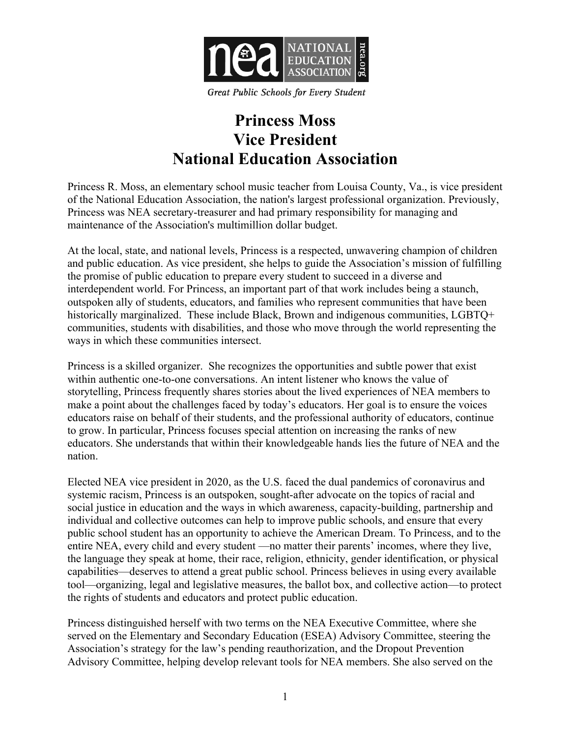NATIONAL EDUCATION ASSOCIATION nea.org

*Great Public Schools for Every Student*

# Princess Moss
# Vice President
# National Education Association

Princess R. Moss, an elementary school music teacher from Louisa County, Va., is vice president of the National Education Association, the nation's largest professional organization. Previously, Princess was NEA secretary-treasurer and had primary responsibility for managing and maintenance of the Association's multimillion dollar budget.

At the local, state, and national levels, Princess is a respected, unwavering champion of children and public education. As vice president, she helps to guide the Association's mission of fulfilling the promise of public education to prepare every student to succeed in a diverse and interdependent world. For Princess, an important part of that work includes being a staunch, outspoken ally of students, educators, and families who represent communities that have been historically marginalized. These include Black, Brown and indigenous communities, LGBTQ+ communities, students with disabilities, and those who move through the world representing the ways in which these communities intersect.

Princess is a skilled organizer. She recognizes the opportunities and subtle power that exist within authentic one-to-one conversations. An intent listener who knows the value of storytelling, Princess frequently shares stories about the lived experiences of NEA members to make a point about the challenges faced by today's educators. Her goal is to ensure the voices educators raise on behalf of their students, and the professional authority of educators, continue to grow. In particular, Princess focuses special attention on increasing the ranks of new educators. She understands that within their knowledgeable hands lies the future of NEA and the nation.

Elected NEA vice president in 2020, as the U.S. faced the dual pandemics of coronavirus and systemic racism, Princess is an outspoken, sought-after advocate on the topics of racial and social justice in education and the ways in which awareness, capacity-building, partnership and individual and collective outcomes can help to improve public schools, and ensure that every public school student has an opportunity to achieve the American Dream. To Princess, and to the entire NEA, every child and every student —no matter their parents' incomes, where they live, the language they speak at home, their race, religion, ethnicity, gender identification, or physical capabilities—deserves to attend a great public school. Princess believes in using every available tool—organizing, legal and legislative measures, the ballot box, and collective action—to protect the rights of students and educators and protect public education.

Princess distinguished herself with two terms on the NEA Executive Committee, where she served on the Elementary and Secondary Education (ESEA) Advisory Committee, steering the Association's strategy for the law's pending reauthorization, and the Dropout Prevention Advisory Committee, helping develop relevant tools for NEA members. She also served on the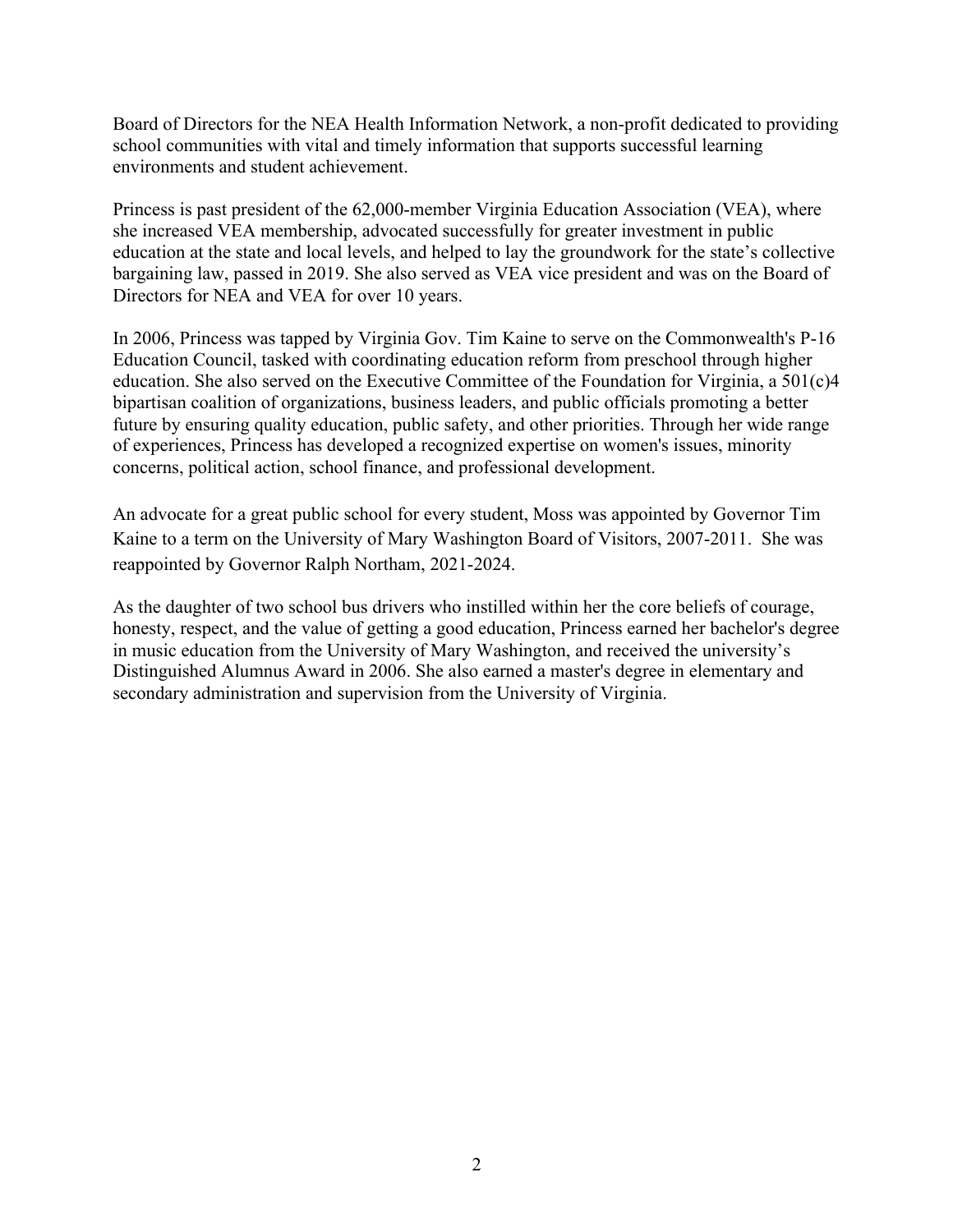Board of Directors for the NEA Health Information Network, a non-profit dedicated to providing school communities with vital and timely information that supports successful learning environments and student achievement.

Princess is past president of the 62,000-member Virginia Education Association (VEA), where she increased VEA membership, advocated successfully for greater investment in public education at the state and local levels, and helped to lay the groundwork for the state's collective bargaining law, passed in 2019. She also served as VEA vice president and was on the Board of Directors for NEA and VEA for over 10 years.

In 2006, Princess was tapped by Virginia Gov. Tim Kaine to serve on the Commonwealth's P-16 Education Council, tasked with coordinating education reform from preschool through higher education. She also served on the Executive Committee of the Foundation for Virginia, a 501(c)4 bipartisan coalition of organizations, business leaders, and public officials promoting a better future by ensuring quality education, public safety, and other priorities. Through her wide range of experiences, Princess has developed a recognized expertise on women's issues, minority concerns, political action, school finance, and professional development.

An advocate for a great public school for every student, Moss was appointed by Governor Tim Kaine to a term on the University of Mary Washington Board of Visitors, 2007-2011. She was reappointed by Governor Ralph Northam, 2021-2024.

As the daughter of two school bus drivers who instilled within her the core beliefs of courage, honesty, respect, and the value of getting a good education, Princess earned her bachelor's degree in music education from the University of Mary Washington, and received the university's Distinguished Alumnus Award in 2006. She also earned a master's degree in elementary and secondary administration and supervision from the University of Virginia.